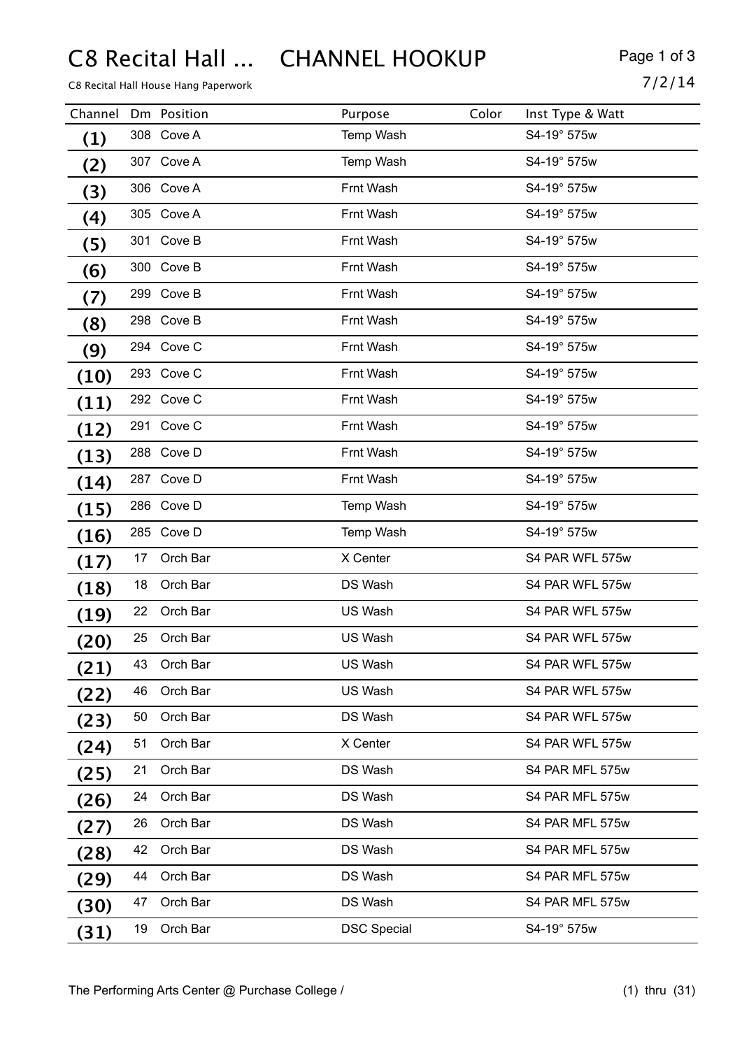# C8 Recital Hall ... CHANNEL HOOKUP

C8 Recital Hall House Hang Paperwork

7/2/14

| Channel | Dm | Position | Purpose | Color | Inst Type & Watt |
|---|---|---|---|---|---|
| (1) | 308 | Cove A | Temp Wash | | S4-19° 575w |
| (2) | 307 | Cove A | Temp Wash | | S4-19° 575w |
| (3) | 306 | Cove A | Frnt Wash | | S4-19° 575w |
| (4) | 305 | Cove A | Frnt Wash | | S4-19° 575w |
| (5) | 301 | Cove B | Frnt Wash | | S4-19° 575w |
| (6) | 300 | Cove B | Frnt Wash | | S4-19° 575w |
| (7) | 299 | Cove B | Frnt Wash | | S4-19° 575w |
| (8) | 298 | Cove B | Frnt Wash | | S4-19° 575w |
| (9) | 294 | Cove C | Frnt Wash | | S4-19° 575w |
| (10) | 293 | Cove C | Frnt Wash | | S4-19° 575w |
| (11) | 292 | Cove C | Frnt Wash | | S4-19° 575w |
| (12) | 291 | Cove C | Frnt Wash | | S4-19° 575w |
| (13) | 288 | Cove D | Frnt Wash | | S4-19° 575w |
| (14) | 287 | Cove D | Frnt Wash | | S4-19° 575w |
| (15) | 286 | Cove D | Temp Wash | | S4-19° 575w |
| (16) | 285 | Cove D | Temp Wash | | S4-19° 575w |
| (17) | 17 | Orch Bar | X Center | | S4 PAR WFL 575w |
| (18) | 18 | Orch Bar | DS Wash | | S4 PAR WFL 575w |
| (19) | 22 | Orch Bar | US Wash | | S4 PAR WFL 575w |
| (20) | 25 | Orch Bar | US Wash | | S4 PAR WFL 575w |
| (21) | 43 | Orch Bar | US Wash | | S4 PAR WFL 575w |
| (22) | 46 | Orch Bar | US Wash | | S4 PAR WFL 575w |
| (23) | 50 | Orch Bar | DS Wash | | S4 PAR WFL 575w |
| (24) | 51 | Orch Bar | X Center | | S4 PAR WFL 575w |
| (25) | 21 | Orch Bar | DS Wash | | S4 PAR MFL 575w |
| (26) | 24 | Orch Bar | DS Wash | | S4 PAR MFL 575w |
| (27) | 26 | Orch Bar | DS Wash | | S4 PAR MFL 575w |
| (28) | 42 | Orch Bar | DS Wash | | S4 PAR MFL 575w |
| (29) | 44 | Orch Bar | DS Wash | | S4 PAR MFL 575w |
| (30) | 47 | Orch Bar | DS Wash | | S4 PAR MFL 575w |
| (31) | 19 | Orch Bar | DSC Special | | S4-19° 575w |

The Performing Arts Center @ Purchase College / (1) thru (31)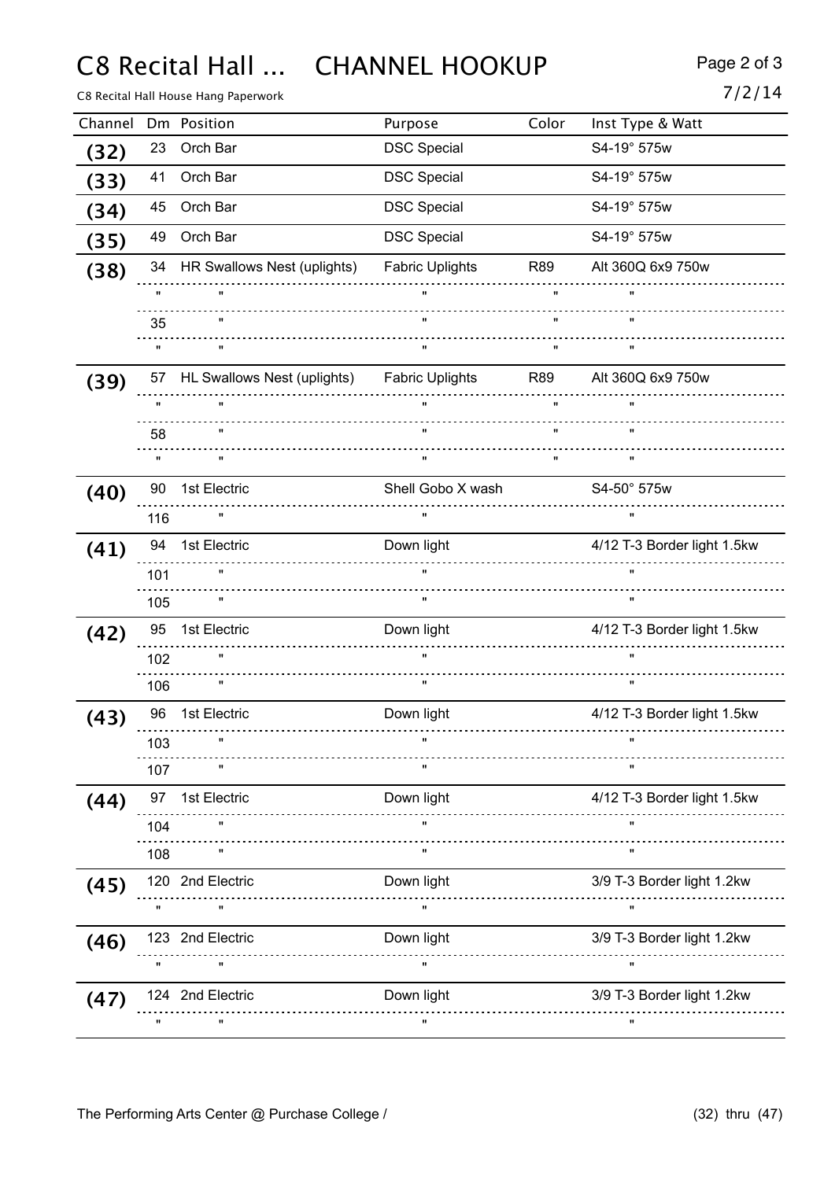# C8 Recital Hall ... CHANNEL HOOKUP

C8 Recital Hall House Hang Paperwork

7/2/14

| Channel | Dm | Position | Purpose | Color | Inst Type & Watt |
|---|---|---|---|---|---|
| (32) | 23 | Orch Bar | DSC Special | | S4-19° 575w |
| (33) | 41 | Orch Bar | DSC Special | | S4-19° 575w |
| (34) | 45 | Orch Bar | DSC Special | | S4-19° 575w |
| (35) | 49 | Orch Bar | DSC Special | | S4-19° 575w |
| (38) | 34 | HR Swallows Nest (uplights) | Fabric Uplights | R89 | Alt 360Q 6x9 750w |
| | " | " | " | " | " |
| | 35 | " | " | " | " |
| | " | " | " | " | " |
| (39) | 57 | HL Swallows Nest (uplights) | Fabric Uplights | R89 | Alt 360Q 6x9 750w |
| | " | " | " | " | " |
| | 58 | " | " | " | " |
| | " | " | " | " | " |
| (40) | 90 | 1st Electric | Shell Gobo X wash | | S4-50° 575w |
| | 116 | " | " | | " |
| (41) | 94 | 1st Electric | Down light | | 4/12 T-3 Border light 1.5kw |
| | 101 | " | " | | " |
| | 105 | " | " | | " |
| (42) | 95 | 1st Electric | Down light | | 4/12 T-3 Border light 1.5kw |
| | 102 | " | " | | " |
| | 106 | " | " | | " |
| (43) | 96 | 1st Electric | Down light | | 4/12 T-3 Border light 1.5kw |
| | 103 | " | " | | " |
| | 107 | " | " | | " |
| (44) | 97 | 1st Electric | Down light | | 4/12 T-3 Border light 1.5kw |
| | 104 | " | " | | " |
| | 108 | " | " | | " |
| (45) | 120 | 2nd Electric | Down light | | 3/9 T-3 Border light 1.2kw |
| | " | " | " | | " |
| (46) | 123 | 2nd Electric | Down light | | 3/9 T-3 Border light 1.2kw |
| | " | " | " | | " |
| (47) | 124 | 2nd Electric | Down light | | 3/9 T-3 Border light 1.2kw |
| | " | " | " | | " |

The Performing Arts Center @ Purchase College / (32) thru (47)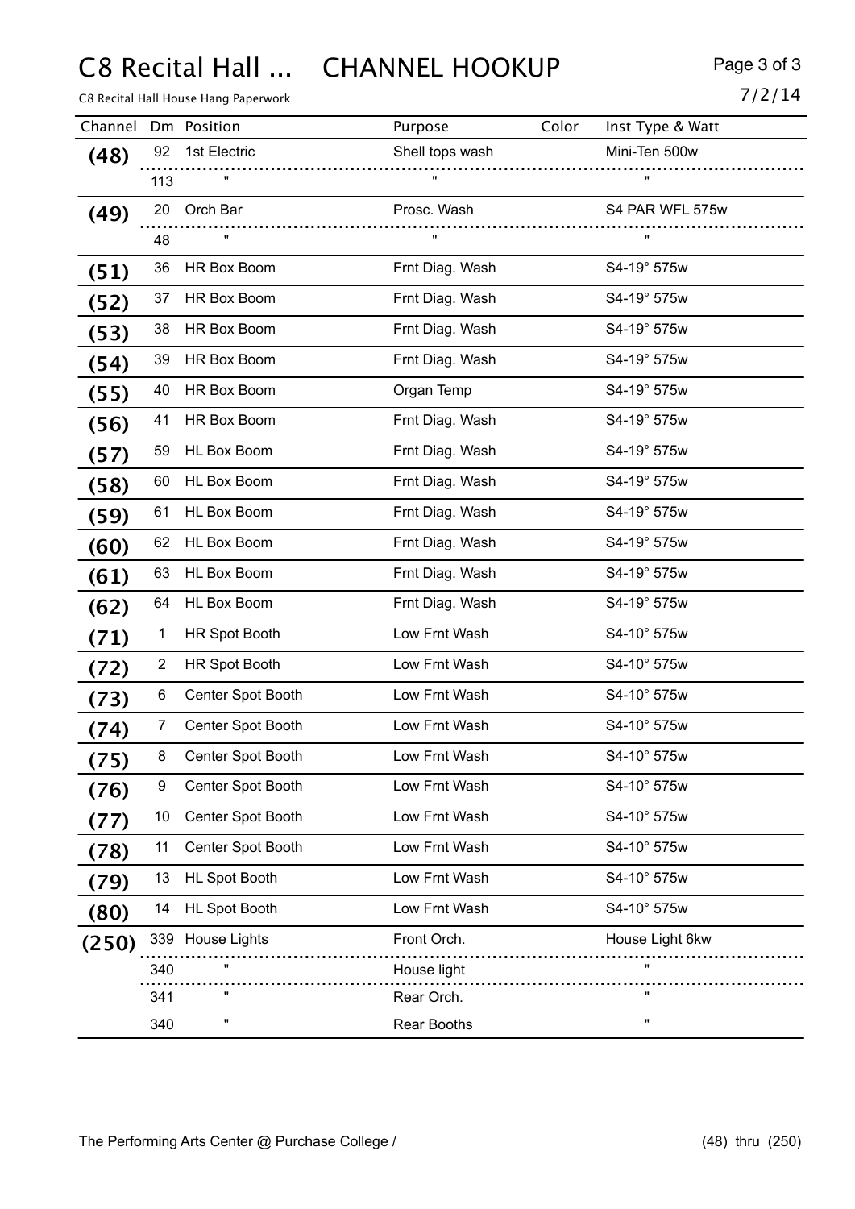# C8 Recital Hall ... CHANNEL HOOKUP

C8 Recital Hall House Hang Paperwork

7/2/14

| Channel | Dm | Position | Purpose | Color | Inst Type & Watt |
|---|---|---|---|---|---|
| (48) | 92 | 1st Electric | Shell tops wash | | Mini-Ten 500w |
| | 113 | " | " | | " |
| (49) | 20 | Orch Bar | Prosc. Wash | | S4 PAR WFL 575w |
| | 48 | " | " | | " |
| (51) | 36 | HR Box Boom | Frnt Diag. Wash | | S4-19° 575w |
| (52) | 37 | HR Box Boom | Frnt Diag. Wash | | S4-19° 575w |
| (53) | 38 | HR Box Boom | Frnt Diag. Wash | | S4-19° 575w |
| (54) | 39 | HR Box Boom | Frnt Diag. Wash | | S4-19° 575w |
| (55) | 40 | HR Box Boom | Organ Temp | | S4-19° 575w |
| (56) | 41 | HR Box Boom | Frnt Diag. Wash | | S4-19° 575w |
| (57) | 59 | HL Box Boom | Frnt Diag. Wash | | S4-19° 575w |
| (58) | 60 | HL Box Boom | Frnt Diag. Wash | | S4-19° 575w |
| (59) | 61 | HL Box Boom | Frnt Diag. Wash | | S4-19° 575w |
| (60) | 62 | HL Box Boom | Frnt Diag. Wash | | S4-19° 575w |
| (61) | 63 | HL Box Boom | Frnt Diag. Wash | | S4-19° 575w |
| (62) | 64 | HL Box Boom | Frnt Diag. Wash | | S4-19° 575w |
| (71) | 1 | HR Spot Booth | Low Frnt Wash | | S4-10° 575w |
| (72) | 2 | HR Spot Booth | Low Frnt Wash | | S4-10° 575w |
| (73) | 6 | Center Spot Booth | Low Frnt Wash | | S4-10° 575w |
| (74) | 7 | Center Spot Booth | Low Frnt Wash | | S4-10° 575w |
| (75) | 8 | Center Spot Booth | Low Frnt Wash | | S4-10° 575w |
| (76) | 9 | Center Spot Booth | Low Frnt Wash | | S4-10° 575w |
| (77) | 10 | Center Spot Booth | Low Frnt Wash | | S4-10° 575w |
| (78) | 11 | Center Spot Booth | Low Frnt Wash | | S4-10° 575w |
| (79) | 13 | HL Spot Booth | Low Frnt Wash | | S4-10° 575w |
| (80) | 14 | HL Spot Booth | Low Frnt Wash | | S4-10° 575w |
| (250) | 339 | House Lights | Front Orch. | | House Light 6kw |
| | 340 | " | House light | | " |
| | 341 | " | Rear Orch. | | " |
| | 340 | " | Rear Booths | | " |

The Performing Arts Center @ Purchase College / (48) thru (250)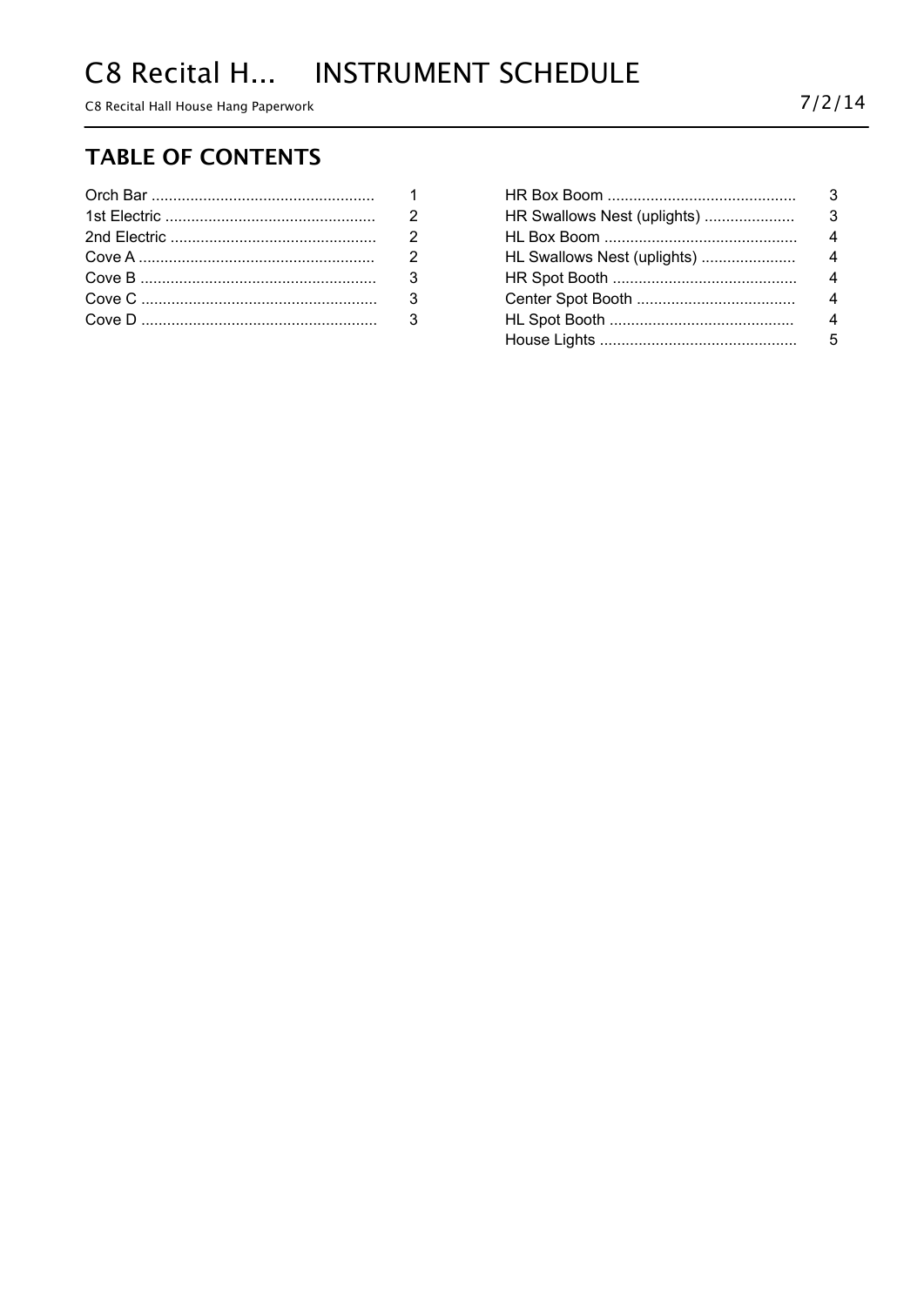# C8 Recital H... INSTRUMENT SCHEDULE

C8 Recital Hall House Hang Paperwork

7/2/14

## TABLE OF CONTENTS

| Section | Page |
|---|---|
| Orch Bar | 1 |
| 1st Electric | 2 |
| 2nd Electric | 2 |
| Cove A | 2 |
| Cove B | 3 |
| Cove C | 3 |
| Cove D | 3 |
| HR Box Boom | 3 |
| HR Swallows Nest (uplights) | 3 |
| HL Box Boom | 4 |
| HL Swallows Nest (uplights) | 4 |
| HR Spot Booth | 4 |
| Center Spot Booth | 4 |
| HL Spot Booth | 4 |
| House Lights | 5 |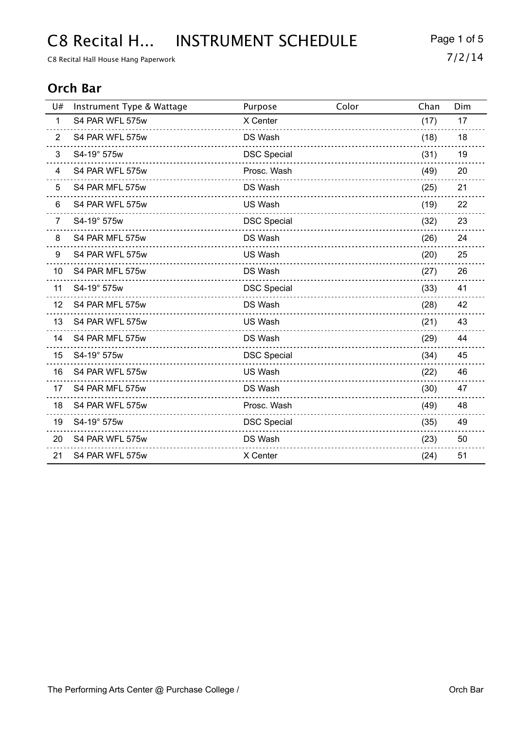# C8 Recital H... INSTRUMENT SCHEDULE

C8 Recital Hall House Hang Paperwork

7/2/14

## Orch Bar

| U# | Instrument Type & Wattage | Purpose | Color | Chan | Dim |
|---|---|---|---|---|---|
| 1 | S4 PAR WFL 575w | X Center | | (17) | 17 |
| 2 | S4 PAR WFL 575w | DS Wash | | (18) | 18 |
| 3 | S4-19° 575w | DSC Special | | (31) | 19 |
| 4 | S4 PAR WFL 575w | Prosc. Wash | | (49) | 20 |
| 5 | S4 PAR MFL 575w | DS Wash | | (25) | 21 |
| 6 | S4 PAR WFL 575w | US Wash | | (19) | 22 |
| 7 | S4-19° 575w | DSC Special | | (32) | 23 |
| 8 | S4 PAR MFL 575w | DS Wash | | (26) | 24 |
| 9 | S4 PAR WFL 575w | US Wash | | (20) | 25 |
| 10 | S4 PAR MFL 575w | DS Wash | | (27) | 26 |
| 11 | S4-19° 575w | DSC Special | | (33) | 41 |
| 12 | S4 PAR MFL 575w | DS Wash | | (28) | 42 |
| 13 | S4 PAR WFL 575w | US Wash | | (21) | 43 |
| 14 | S4 PAR MFL 575w | DS Wash | | (29) | 44 |
| 15 | S4-19° 575w | DSC Special | | (34) | 45 |
| 16 | S4 PAR WFL 575w | US Wash | | (22) | 46 |
| 17 | S4 PAR MFL 575w | DS Wash | | (30) | 47 |
| 18 | S4 PAR WFL 575w | Prosc. Wash | | (49) | 48 |
| 19 | S4-19° 575w | DSC Special | | (35) | 49 |
| 20 | S4 PAR WFL 575w | DS Wash | | (23) | 50 |
| 21 | S4 PAR WFL 575w | X Center | | (24) | 51 |

The Performing Arts Center @ Purchase College / Orch Bar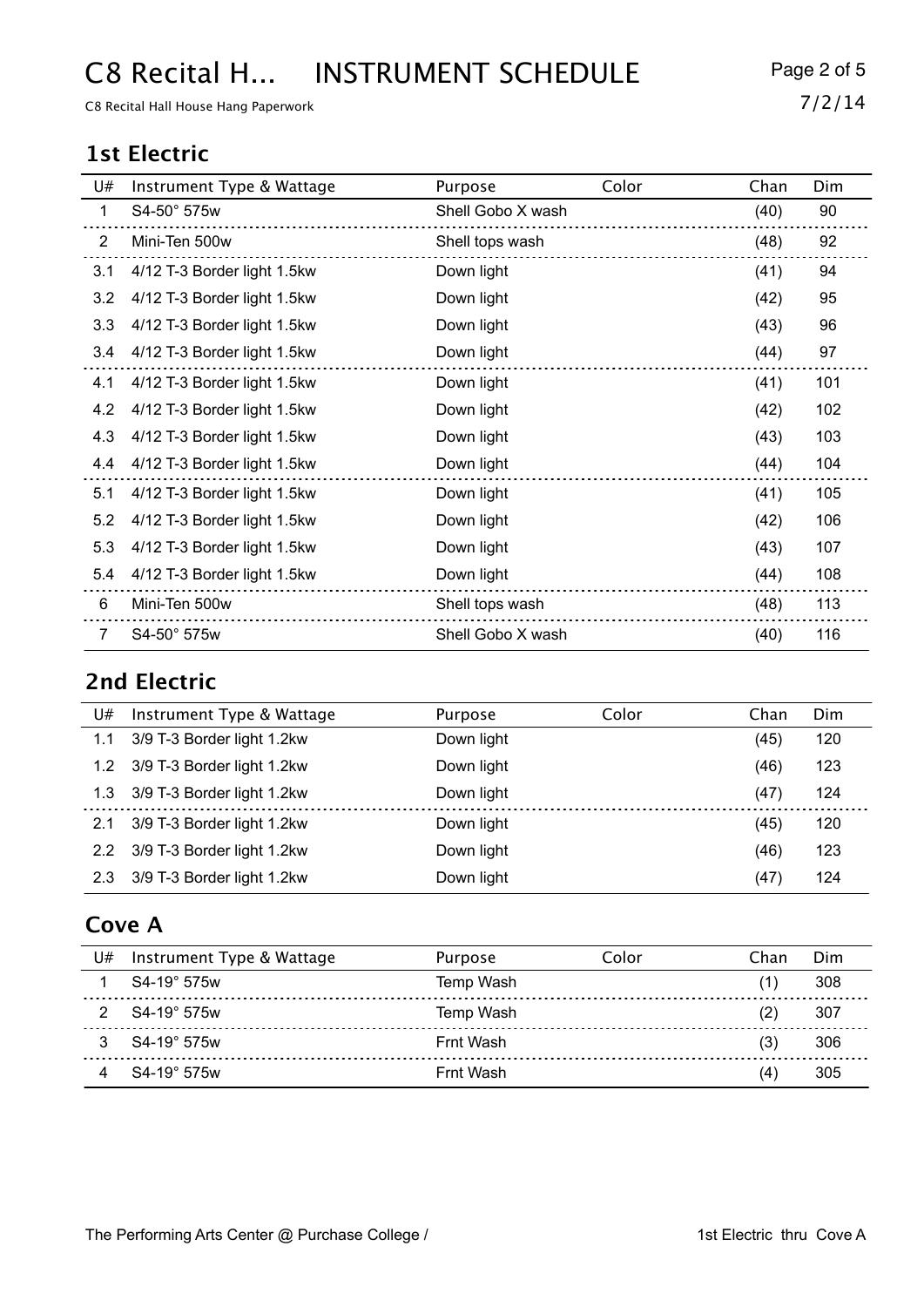# C8 Recital H... INSTRUMENT SCHEDULE

C8 Recital Hall House Hang Paperwork

7/2/14

## 1st Electric

| U# | Instrument Type & Wattage | Purpose | Color | Chan | Dim |
|---|---|---|---|---|---|
| 1 | S4-50° 575w | Shell Gobo X wash | | (40) | 90 |
| 2 | Mini-Ten 500w | Shell tops wash | | (48) | 92 |
| 3.1 | 4/12 T-3 Border light 1.5kw | Down light | | (41) | 94 |
| 3.2 | 4/12 T-3 Border light 1.5kw | Down light | | (42) | 95 |
| 3.3 | 4/12 T-3 Border light 1.5kw | Down light | | (43) | 96 |
| 3.4 | 4/12 T-3 Border light 1.5kw | Down light | | (44) | 97 |
| 4.1 | 4/12 T-3 Border light 1.5kw | Down light | | (41) | 101 |
| 4.2 | 4/12 T-3 Border light 1.5kw | Down light | | (42) | 102 |
| 4.3 | 4/12 T-3 Border light 1.5kw | Down light | | (43) | 103 |
| 4.4 | 4/12 T-3 Border light 1.5kw | Down light | | (44) | 104 |
| 5.1 | 4/12 T-3 Border light 1.5kw | Down light | | (41) | 105 |
| 5.2 | 4/12 T-3 Border light 1.5kw | Down light | | (42) | 106 |
| 5.3 | 4/12 T-3 Border light 1.5kw | Down light | | (43) | 107 |
| 5.4 | 4/12 T-3 Border light 1.5kw | Down light | | (44) | 108 |
| 6 | Mini-Ten 500w | Shell tops wash | | (48) | 113 |
| 7 | S4-50° 575w | Shell Gobo X wash | | (40) | 116 |

## 2nd Electric

| U# | Instrument Type & Wattage | Purpose | Color | Chan | Dim |
|---|---|---|---|---|---|
| 1.1 | 3/9 T-3 Border light 1.2kw | Down light | | (45) | 120 |
| 1.2 | 3/9 T-3 Border light 1.2kw | Down light | | (46) | 123 |
| 1.3 | 3/9 T-3 Border light 1.2kw | Down light | | (47) | 124 |
| 2.1 | 3/9 T-3 Border light 1.2kw | Down light | | (45) | 120 |
| 2.2 | 3/9 T-3 Border light 1.2kw | Down light | | (46) | 123 |
| 2.3 | 3/9 T-3 Border light 1.2kw | Down light | | (47) | 124 |

## Cove A

| U# | Instrument Type & Wattage | Purpose | Color | Chan | Dim |
|---|---|---|---|---|---|
| 1 | S4-19° 575w | Temp Wash | | (1) | 308 |
| 2 | S4-19° 575w | Temp Wash | | (2) | 307 |
| 3 | S4-19° 575w | Frnt Wash | | (3) | 306 |
| 4 | S4-19° 575w | Frnt Wash | | (4) | 305 |

The Performing Arts Center @ Purchase College /

1st Electric thru Cove A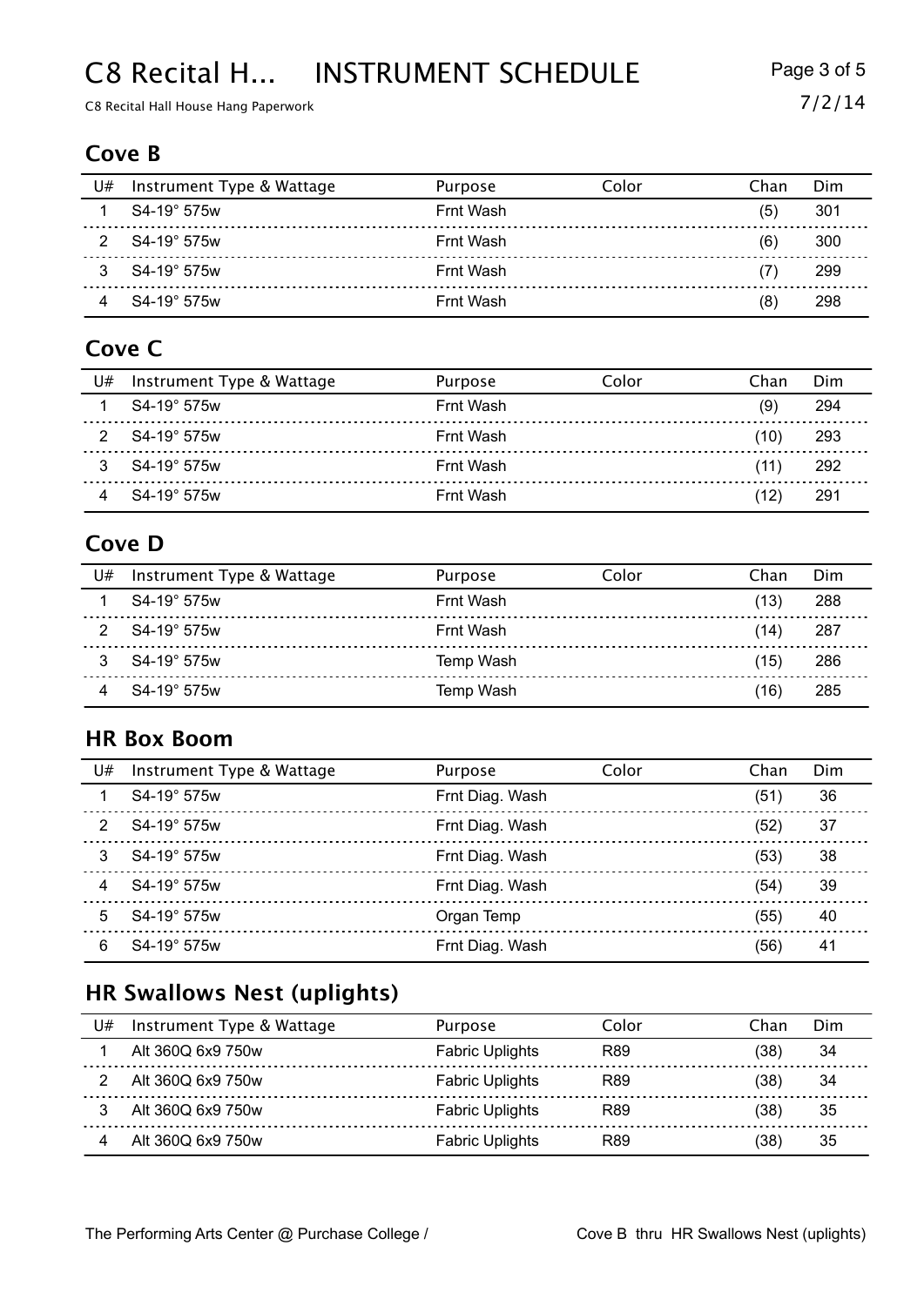## Cove B

| U# | Instrument Type & Wattage | Purpose | Color | Chan | Dim |
|---|---|---|---|---|---|
| 1 | S4-19° 575w | Frnt Wash | | (5) | 301 |
| 2 | S4-19° 575w | Frnt Wash | | (6) | 300 |
| 3 | S4-19° 575w | Frnt Wash | | (7) | 299 |
| 4 | S4-19° 575w | Frnt Wash | | (8) | 298 |

## Cove C

| U# | Instrument Type & Wattage | Purpose | Color | Chan | Dim |
|---|---|---|---|---|---|
| 1 | S4-19° 575w | Frnt Wash | | (9) | 294 |
| 2 | S4-19° 575w | Frnt Wash | | (10) | 293 |
| 3 | S4-19° 575w | Frnt Wash | | (11) | 292 |
| 4 | S4-19° 575w | Frnt Wash | | (12) | 291 |

## Cove D

| U# | Instrument Type & Wattage | Purpose | Color | Chan | Dim |
|---|---|---|---|---|---|
| 1 | S4-19° 575w | Frnt Wash | | (13) | 288 |
| 2 | S4-19° 575w | Frnt Wash | | (14) | 287 |
| 3 | S4-19° 575w | Temp Wash | | (15) | 286 |
| 4 | S4-19° 575w | Temp Wash | | (16) | 285 |

## HR Box Boom

| U# | Instrument Type & Wattage | Purpose | Color | Chan | Dim |
|---|---|---|---|---|---|
| 1 | S4-19° 575w | Frnt Diag. Wash | | (51) | 36 |
| 2 | S4-19° 575w | Frnt Diag. Wash | | (52) | 37 |
| 3 | S4-19° 575w | Frnt Diag. Wash | | (53) | 38 |
| 4 | S4-19° 575w | Frnt Diag. Wash | | (54) | 39 |
| 5 | S4-19° 575w | Organ Temp | | (55) | 40 |
| 6 | S4-19° 575w | Frnt Diag. Wash | | (56) | 41 |

## HR Swallows Nest (uplights)

| U# | Instrument Type & Wattage | Purpose | Color | Chan | Dim |
|---|---|---|---|---|---|
| 1 | Alt 360Q 6x9 750w | Fabric Uplights | R89 | (38) | 34 |
| 2 | Alt 360Q 6x9 750w | Fabric Uplights | R89 | (38) | 34 |
| 3 | Alt 360Q 6x9 750w | Fabric Uplights | R89 | (38) | 35 |
| 4 | Alt 360Q 6x9 750w | Fabric Uplights | R89 | (38) | 35 |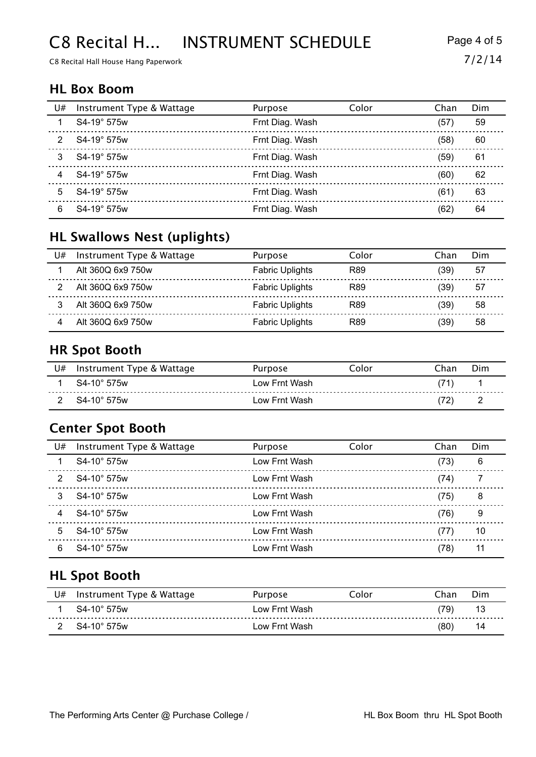# C8 Recital H... INSTRUMENT SCHEDULE

C8 Recital Hall House Hang Paperwork

7/2/14

## HL Box Boom

| U# | Instrument Type & Wattage | Purpose | Color | Chan | Dim |
|---|---|---|---|---|---|
| 1 | S4-19° 575w | Frnt Diag. Wash | | (57) | 59 |
| 2 | S4-19° 575w | Frnt Diag. Wash | | (58) | 60 |
| 3 | S4-19° 575w | Frnt Diag. Wash | | (59) | 61 |
| 4 | S4-19° 575w | Frnt Diag. Wash | | (60) | 62 |
| 5 | S4-19° 575w | Frnt Diag. Wash | | (61) | 63 |
| 6 | S4-19° 575w | Frnt Diag. Wash | | (62) | 64 |

## HL Swallows Nest (uplights)

| U# | Instrument Type & Wattage | Purpose | Color | Chan | Dim |
|---|---|---|---|---|---|
| 1 | Alt 360Q 6x9 750w | Fabric Uplights | R89 | (39) | 57 |
| 2 | Alt 360Q 6x9 750w | Fabric Uplights | R89 | (39) | 57 |
| 3 | Alt 360Q 6x9 750w | Fabric Uplights | R89 | (39) | 58 |
| 4 | Alt 360Q 6x9 750w | Fabric Uplights | R89 | (39) | 58 |

## HR Spot Booth

| U# | Instrument Type & Wattage | Purpose | Color | Chan | Dim |
|---|---|---|---|---|---|
| 1 | S4-10° 575w | Low Frnt Wash | | (71) | 1 |
| 2 | S4-10° 575w | Low Frnt Wash | | (72) | 2 |

## Center Spot Booth

| U# | Instrument Type & Wattage | Purpose | Color | Chan | Dim |
|---|---|---|---|---|---|
| 1 | S4-10° 575w | Low Frnt Wash | | (73) | 6 |
| 2 | S4-10° 575w | Low Frnt Wash | | (74) | 7 |
| 3 | S4-10° 575w | Low Frnt Wash | | (75) | 8 |
| 4 | S4-10° 575w | Low Frnt Wash | | (76) | 9 |
| 5 | S4-10° 575w | Low Frnt Wash | | (77) | 10 |
| 6 | S4-10° 575w | Low Frnt Wash | | (78) | 11 |

## HL Spot Booth

| U# | Instrument Type & Wattage | Purpose | Color | Chan | Dim |
|---|---|---|---|---|---|
| 1 | S4-10° 575w | Low Frnt Wash | | (79) | 13 |
| 2 | S4-10° 575w | Low Frnt Wash | | (80) | 14 |

The Performing Arts Center @ Purchase College /

HL Box Boom thru HL Spot Booth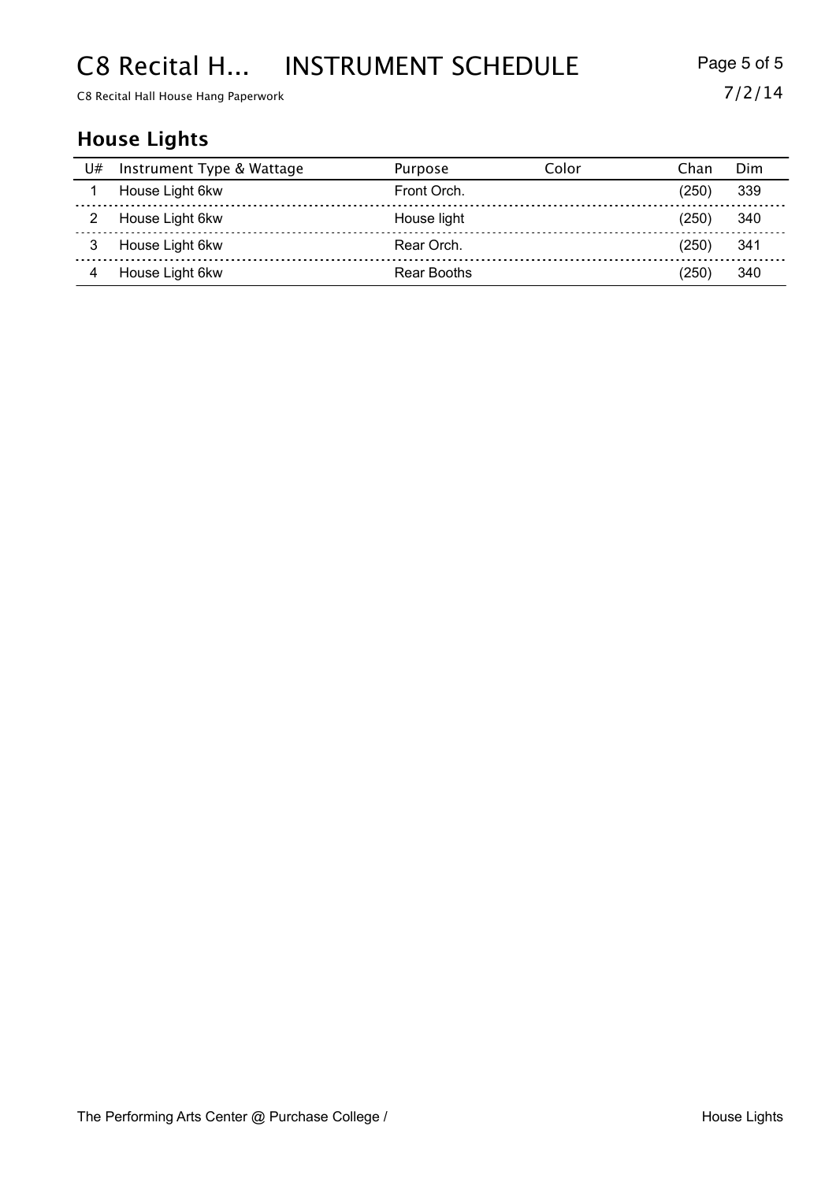# C8 Recital H... INSTRUMENT SCHEDULE

C8 Recital Hall House Hang Paperwork

7/2/14

## House Lights

| U# | Instrument Type & Wattage | Purpose | Color | Chan | Dim |
|---|---|---|---|---|---|
| 1 | House Light 6kw | Front Orch. | | (250) | 339 |
| 2 | House Light 6kw | House light | | (250) | 340 |
| 3 | House Light 6kw | Rear Orch. | | (250) | 341 |
| 4 | House Light 6kw | Rear Booths | | (250) | 340 |

The Performing Arts Center @ Purchase College / House Lights